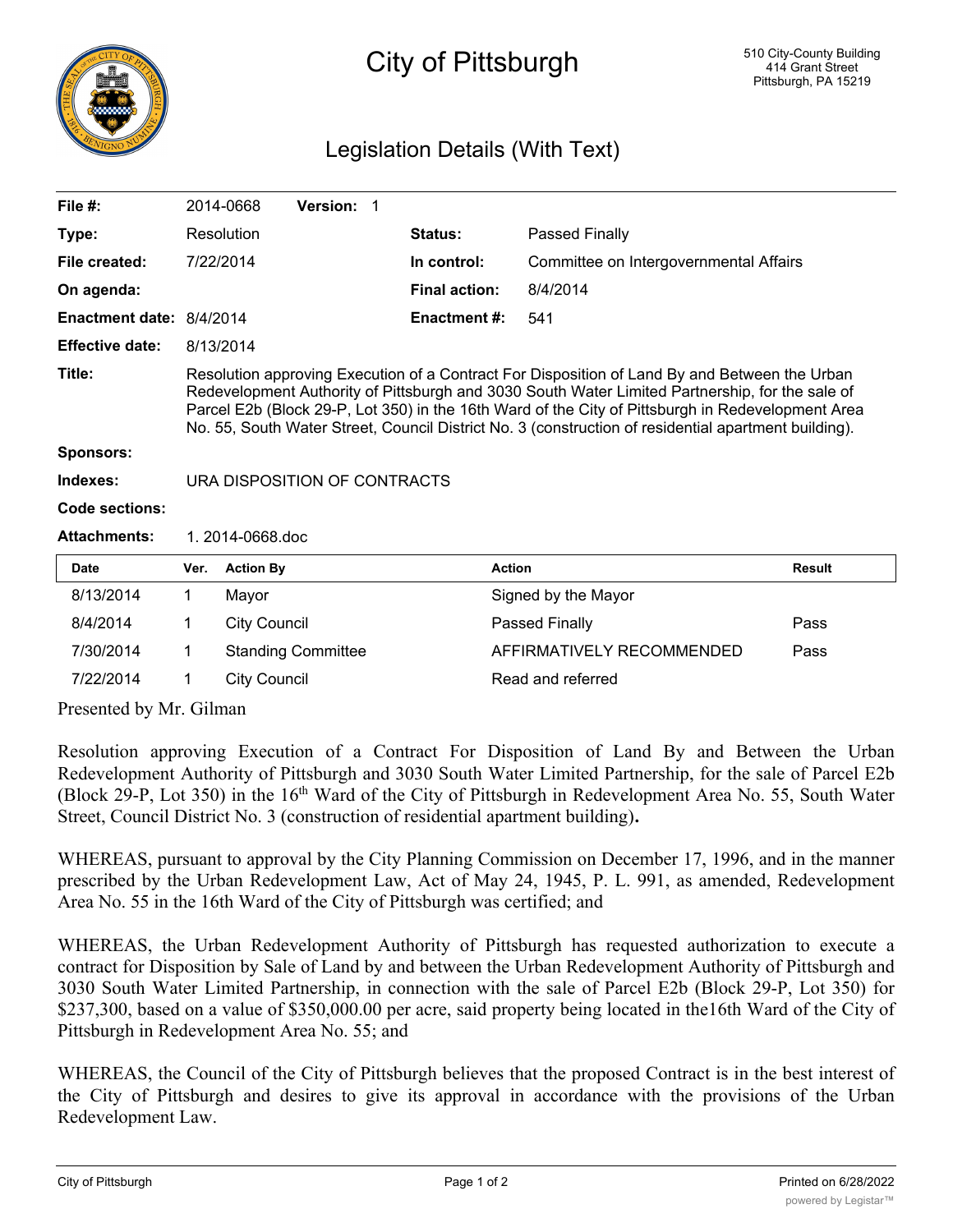# City of Pittsburgh

510 City-County Building
414 Grant Street
Pittsburgh, PA 15219

## Legislation Details (With Text)

| | | | |
|---|---|---|---|
| **File #:** | 2014-0668 **Version:** 1 | | |
| **Type:** | Resolution | **Status:** | Passed Finally |
| **File created:** | 7/22/2014 | **In control:** | Committee on Intergovernmental Affairs |
| **On agenda:** | | **Final action:** | 8/4/2014 |
| **Enactment date:** | 8/4/2014 | **Enactment #:** | 541 |
| **Effective date:** | 8/13/2014 | | |

**Title:** Resolution approving Execution of a Contract For Disposition of Land By and Between the Urban Redevelopment Authority of Pittsburgh and 3030 South Water Limited Partnership, for the sale of Parcel E2b (Block 29-P, Lot 350) in the 16th Ward of the City of Pittsburgh in Redevelopment Area No. 55, South Water Street, Council District No. 3 (construction of residential apartment building).

**Sponsors:**

**Indexes:** URA DISPOSITION OF CONTRACTS

**Code sections:**

**Attachments:** 1. 2014-0668.doc

| Date | Ver. | Action By | Action | Result |
|---|---|---|---|---|
| 8/13/2014 | 1 | Mayor | Signed by the Mayor | |
| 8/4/2014 | 1 | City Council | Passed Finally | Pass |
| 7/30/2014 | 1 | Standing Committee | AFFIRMATIVELY RECOMMENDED | Pass |
| 7/22/2014 | 1 | City Council | Read and referred | |

Presented by Mr. Gilman

Resolution approving Execution of a Contract For Disposition of Land By and Between the Urban Redevelopment Authority of Pittsburgh and 3030 South Water Limited Partnership, for the sale of Parcel E2b (Block 29-P, Lot 350) in the 16th Ward of the City of Pittsburgh in Redevelopment Area No. 55, South Water Street, Council District No. 3 (construction of residential apartment building)**.**

WHEREAS, pursuant to approval by the City Planning Commission on December 17, 1996, and in the manner prescribed by the Urban Redevelopment Law, Act of May 24, 1945, P. L. 991, as amended, Redevelopment Area No. 55 in the 16th Ward of the City of Pittsburgh was certified; and

WHEREAS, the Urban Redevelopment Authority of Pittsburgh has requested authorization to execute a contract for Disposition by Sale of Land by and between the Urban Redevelopment Authority of Pittsburgh and 3030 South Water Limited Partnership, in connection with the sale of Parcel E2b (Block 29-P, Lot 350) for $237,300, based on a value of $350,000.00 per acre, said property being located in the16th Ward of the City of Pittsburgh in Redevelopment Area No. 55; and

WHEREAS, the Council of the City of Pittsburgh believes that the proposed Contract is in the best interest of the City of Pittsburgh and desires to give its approval in accordance with the provisions of the Urban Redevelopment Law.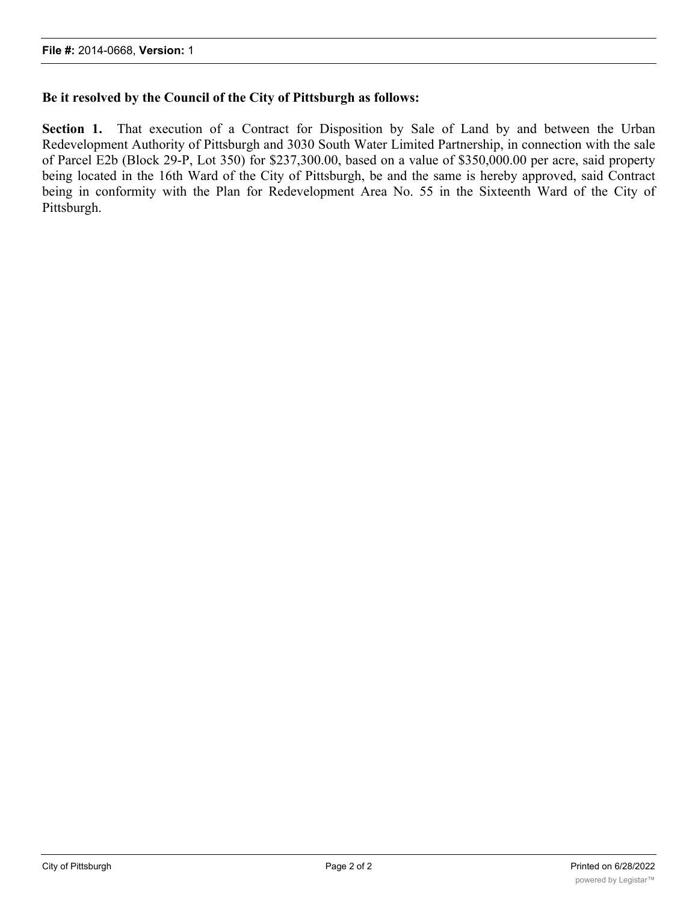**Be it resolved by the Council of the City of Pittsburgh as follows:**

**Section 1.** That execution of a Contract for Disposition by Sale of Land by and between the Urban Redevelopment Authority of Pittsburgh and 3030 South Water Limited Partnership, in connection with the sale of Parcel E2b (Block 29-P, Lot 350) for $237,300.00, based on a value of $350,000.00 per acre, said property being located in the 16th Ward of the City of Pittsburgh, be and the same is hereby approved, said Contract being in conformity with the Plan for Redevelopment Area No. 55 in the Sixteenth Ward of the City of Pittsburgh.